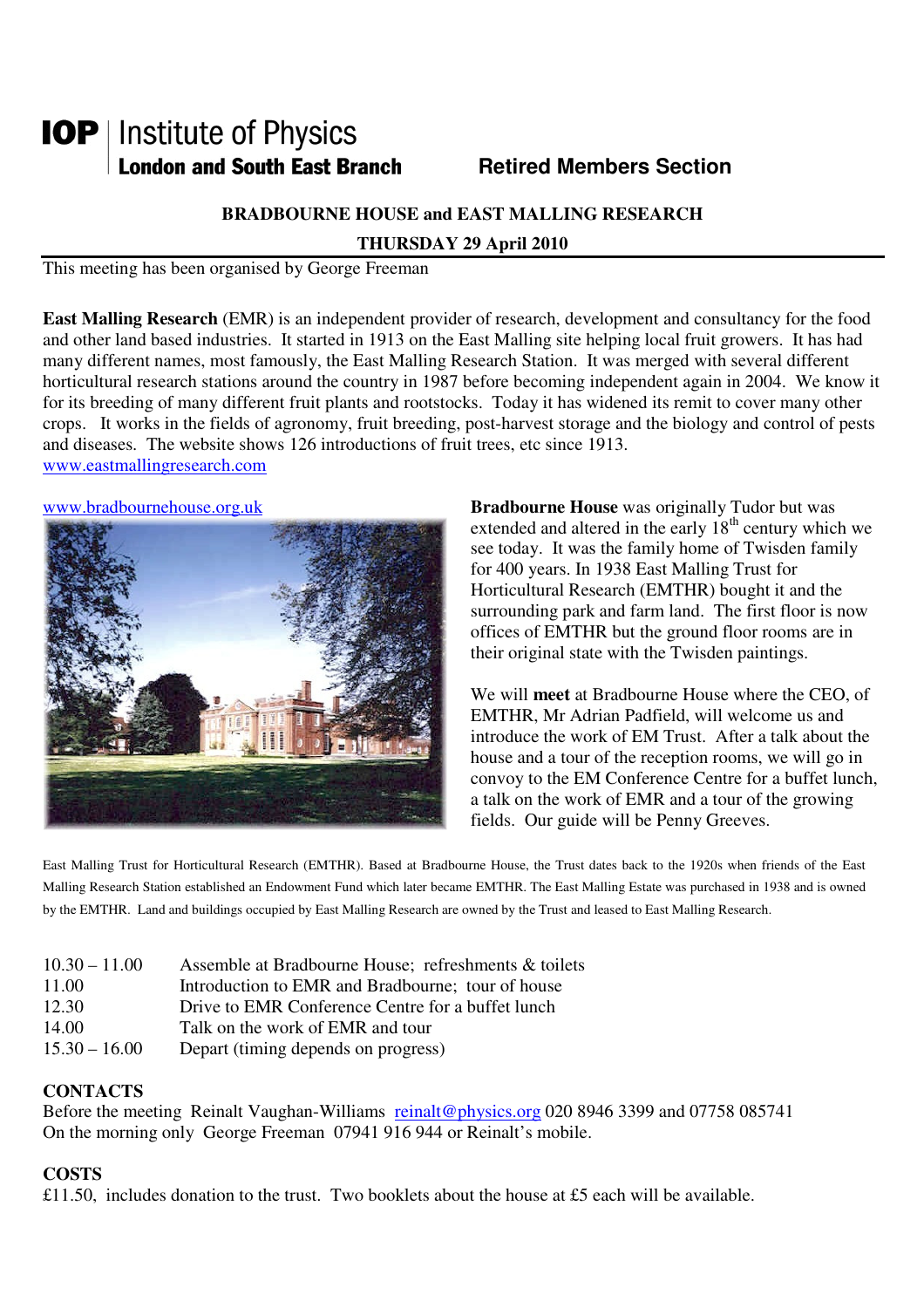**IOP** | Institute of Physics
**London and South East Branch** **Retired Members Section**

## BRADBOURNE HOUSE and EAST MALLING RESEARCH

## THURSDAY 29 April 2010

This meeting has been organised by George Freeman

**East Malling Research** (EMR) is an independent provider of research, development and consultancy for the food and other land based industries. It started in 1913 on the East Malling site helping local fruit growers. It has had many different names, most famously, the East Malling Research Station. It was merged with several different horticultural research stations around the country in 1987 before becoming independent again in 2004. We know it for its breeding of many different fruit plants and rootstocks. Today it has widened its remit to cover many other crops. It works in the fields of agronomy, fruit breeding, post-harvest storage and the biology and control of pests and diseases. The website shows 126 introductions of fruit trees, etc since 1913.
www.eastmallingresearch.com

www.bradbournehouse.org.uk

**Bradbourne House** was originally Tudor but was extended and altered in the early 18th century which we see today. It was the family home of Twisden family for 400 years. In 1938 East Malling Trust for Horticultural Research (EMTHR) bought it and the surrounding park and farm land. The first floor is now offices of EMTHR but the ground floor rooms are in their original state with the Twisden paintings.

We will **meet** at Bradbourne House where the CEO, of EMTHR, Mr Adrian Padfield, will welcome us and introduce the work of EM Trust. After a talk about the house and a tour of the reception rooms, we will go in convoy to the EM Conference Centre for a buffet lunch, a talk on the work of EMR and a tour of the growing fields. Our guide will be Penny Greeves.

East Malling Trust for Horticultural Research (EMTHR). Based at Bradbourne House, the Trust dates back to the 1920s when friends of the East Malling Research Station established an Endowment Fund which later became EMTHR. The East Malling Estate was purchased in 1938 and is owned by the EMTHR. Land and buildings occupied by East Malling Research are owned by the Trust and leased to East Malling Research.

| | |
|---|---|
| 10.30 – 11.00 | Assemble at Bradbourne House; refreshments & toilets |
| 11.00 | Introduction to EMR and Bradbourne; tour of house |
| 12.30 | Drive to EMR Conference Centre for a buffet lunch |
| 14.00 | Talk on the work of EMR and tour |
| 15.30 – 16.00 | Depart (timing depends on progress) |

**CONTACTS**

Before the meeting Reinalt Vaughan-Williams reinalt@physics.org 020 8946 3399 and 07758 085741
On the morning only George Freeman 07941 916 944 or Reinalt's mobile.

**COSTS**

£11.50, includes donation to the trust. Two booklets about the house at £5 each will be available.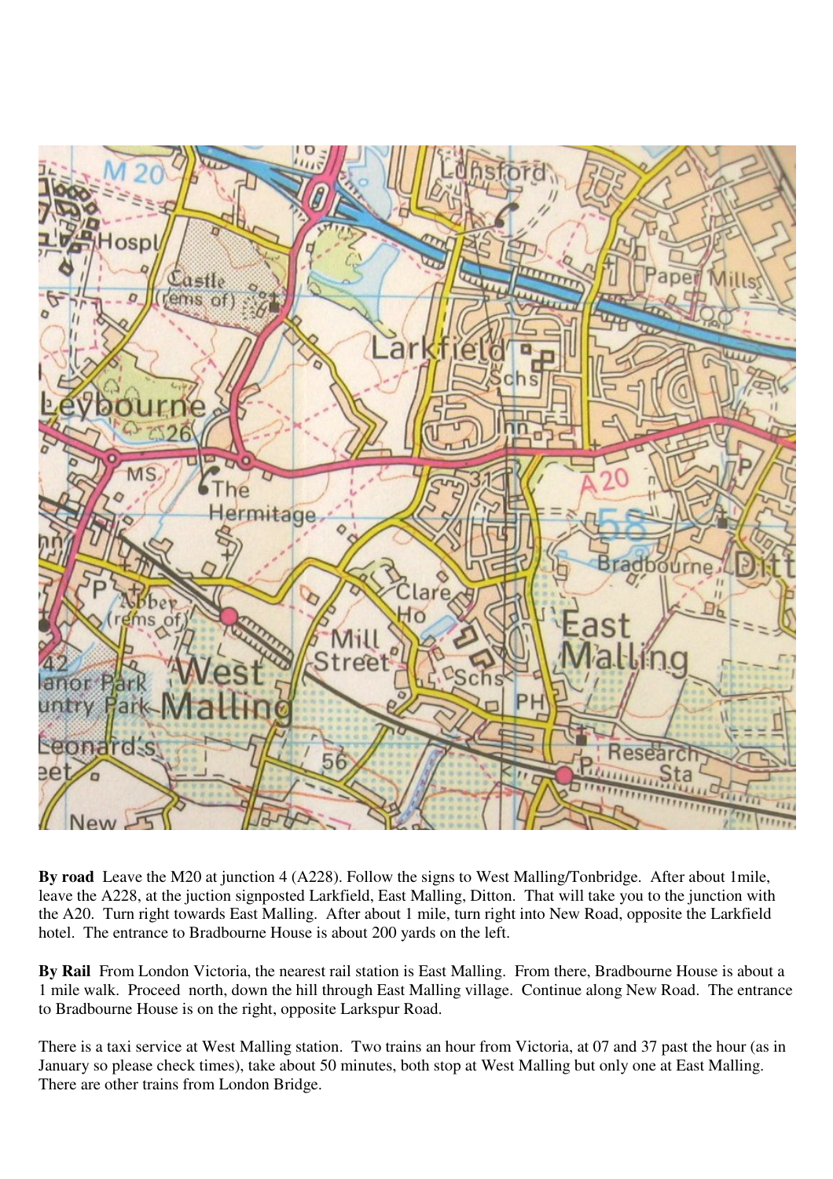**By road** Leave the M20 at junction 4 (A228). Follow the signs to West Malling/Tonbridge. After about 1mile, leave the A228, at the juction signposted Larkfield, East Malling, Ditton. That will take you to the junction with the A20. Turn right towards East Malling. After about 1 mile, turn right into New Road, opposite the Larkfield hotel. The entrance to Bradbourne House is about 200 yards on the left.

**By Rail** From London Victoria, the nearest rail station is East Malling. From there, Bradbourne House is about a 1 mile walk. Proceed north, down the hill through East Malling village. Continue along New Road. The entrance to Bradbourne House is on the right, opposite Larkspur Road.

There is a taxi service at West Malling station. Two trains an hour from Victoria, at 07 and 37 past the hour (as in January so please check times), take about 50 minutes, both stop at West Malling but only one at East Malling. There are other trains from London Bridge.